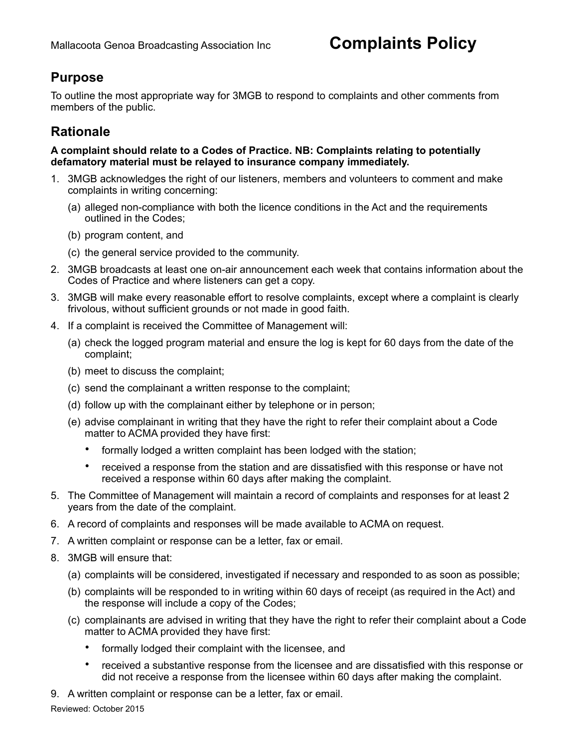Mallacoota Genoa Broadcasting Association Inc

# Complaints Policy

## Purpose

To outline the most appropriate way for 3MGB to respond to complaints and other comments from members of the public.

## Rationale

**A complaint should relate to a Codes of Practice. NB: Complaints relating to potentially defamatory material must be relayed to insurance company immediately.**

1. 3MGB acknowledges the right of our listeners, members and volunteers to comment and make complaints in writing concerning:
   (a) alleged non-compliance with both the licence conditions in the Act and the requirements outlined in the Codes;
   (b) program content, and
   (c) the general service provided to the community.
2. 3MGB broadcasts at least one on-air announcement each week that contains information about the Codes of Practice and where listeners can get a copy.
3. 3MGB will make every reasonable effort to resolve complaints, except where a complaint is clearly frivolous, without sufficient grounds or not made in good faith.
4. If a complaint is received the Committee of Management will:
   (a) check the logged program material and ensure the log is kept for 60 days from the date of the complaint;
   (b) meet to discuss the complaint;
   (c) send the complainant a written response to the complaint;
   (d) follow up with the complainant either by telephone or in person;
   (e) advise complainant in writing that they have the right to refer their complaint about a Code matter to ACMA provided they have first:
      - formally lodged a written complaint has been lodged with the station;
      - received a response from the station and are dissatisfied with this response or have not received a response within 60 days after making the complaint.
5. The Committee of Management will maintain a record of complaints and responses for at least 2 years from the date of the complaint.
6. A record of complaints and responses will be made available to ACMA on request.
7. A written complaint or response can be a letter, fax or email.
8. 3MGB will ensure that:
   (a) complaints will be considered, investigated if necessary and responded to as soon as possible;
   (b) complaints will be responded to in writing within 60 days of receipt (as required in the Act) and the response will include a copy of the Codes;
   (c) complainants are advised in writing that they have the right to refer their complaint about a Code matter to ACMA provided they have first:
      - formally lodged their complaint with the licensee, and
      - received a substantive response from the licensee and are dissatisfied with this response or did not receive a response from the licensee within 60 days after making the complaint.
9. A written complaint or response can be a letter, fax or email.

Reviewed: October 2015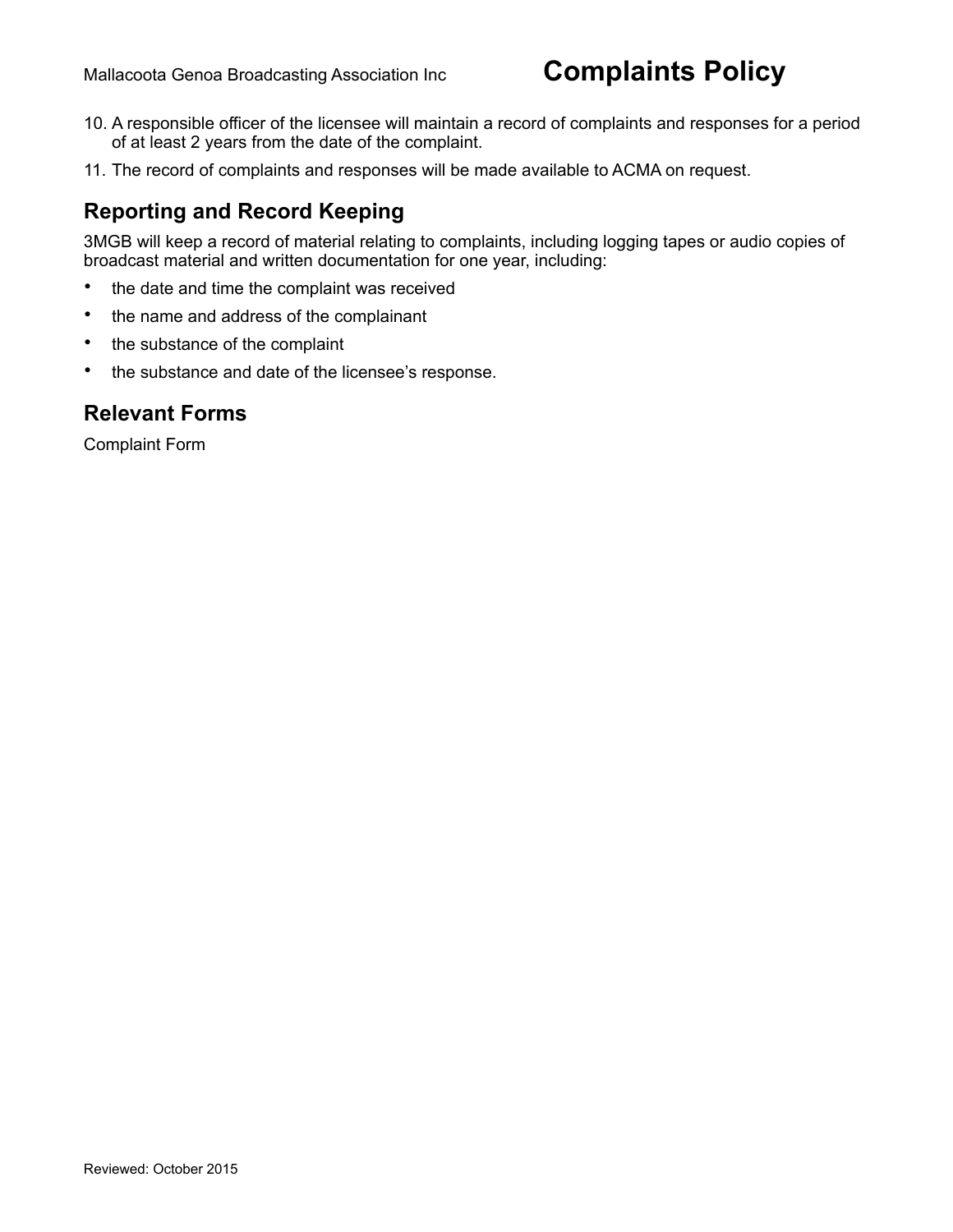10. A responsible officer of the licensee will maintain a record of complaints and responses for a period of at least 2 years from the date of the complaint.
11. The record of complaints and responses will be made available to ACMA on request.

## Reporting and Record Keeping

3MGB will keep a record of material relating to complaints, including logging tapes or audio copies of broadcast material and written documentation for one year, including:

- the date and time the complaint was received
- the name and address of the complainant
- the substance of the complaint
- the substance and date of the licensee's response.

## Relevant Forms

Complaint Form